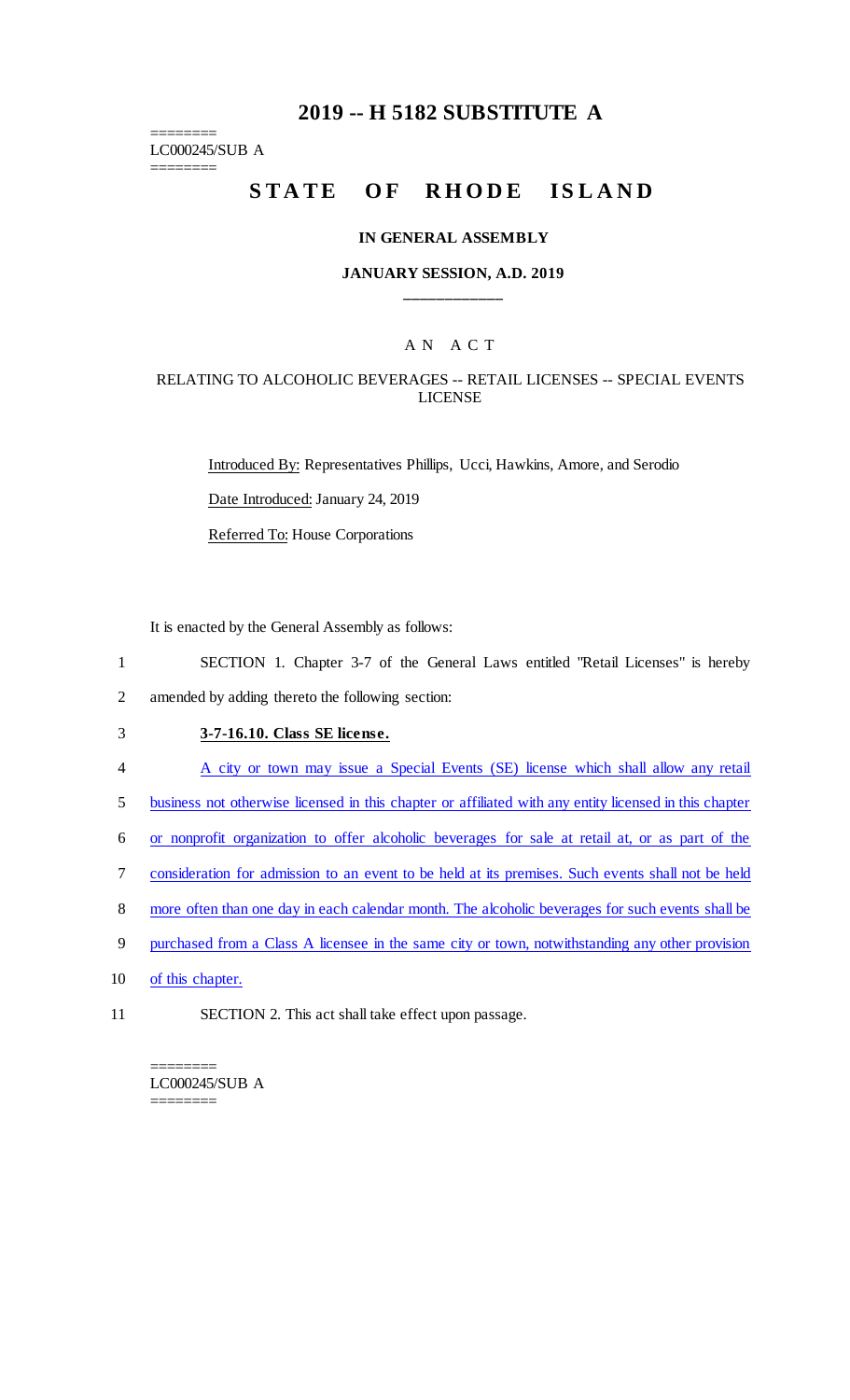# 2019 -- H 5182 SUBSTITUTE A

========
LC000245/SUB A
========

## STATE OF RHODE ISLAND

### IN GENERAL ASSEMBLY

### JANUARY SESSION, A.D. 2019

---

A N A C T

RELATING TO ALCOHOLIC BEVERAGES -- RETAIL LICENSES -- SPECIAL EVENTS LICENSE

Introduced By: Representatives Phillips, Ucci, Hawkins, Amore, and Serodio

Date Introduced: January 24, 2019

Referred To: House Corporations

It is enacted by the General Assembly as follows:

1 SECTION 1. Chapter 3-7 of the General Laws entitled "Retail Licenses" is hereby
2 amended by adding thereto the following section:

3 **3-7-16.10. Class SE license.**

4 A city or town may issue a Special Events (SE) license which shall allow any retail
5 business not otherwise licensed in this chapter or affiliated with any entity licensed in this chapter
6 or nonprofit organization to offer alcoholic beverages for sale at retail at, or as part of the
7 consideration for admission to an event to be held at its premises. Such events shall not be held
8 more often than one day in each calendar month. The alcoholic beverages for such events shall be
9 purchased from a Class A licensee in the same city or town, notwithstanding any other provision
10 of this chapter.

11 SECTION 2. This act shall take effect upon passage.

========
LC000245/SUB A
========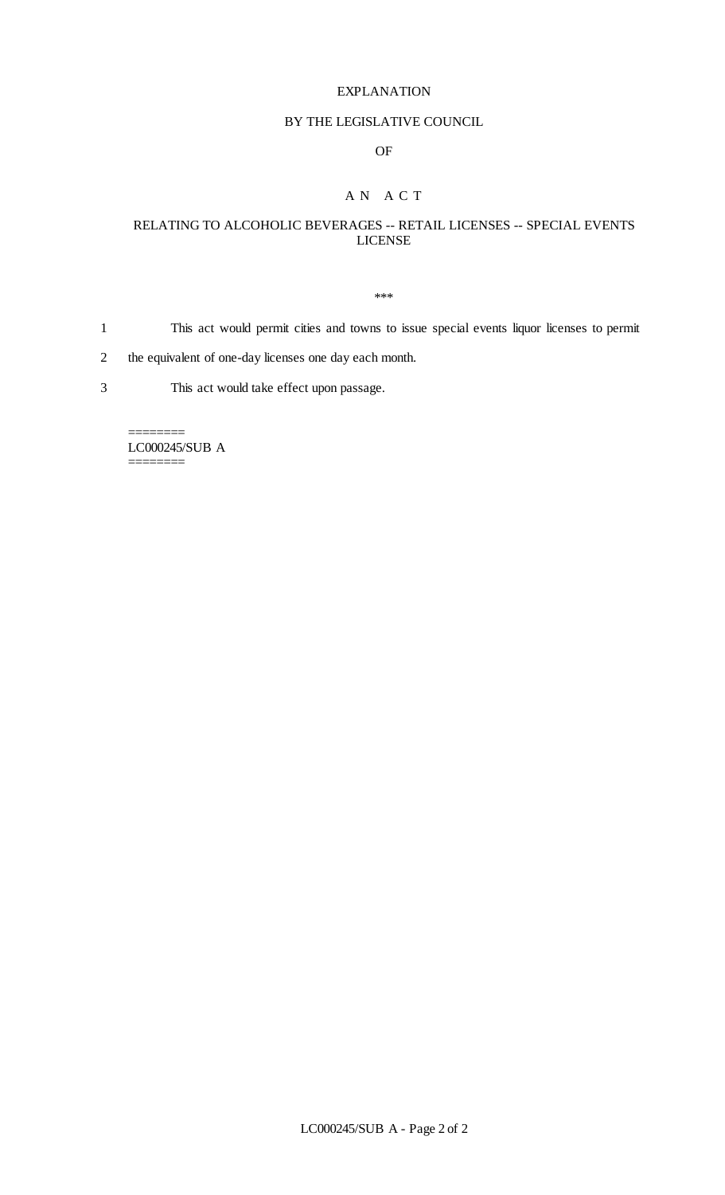EXPLANATION

BY THE LEGISLATIVE COUNCIL

OF

A N A C T

RELATING TO ALCOHOLIC BEVERAGES -- RETAIL LICENSES -- SPECIAL EVENTS LICENSE

***

This act would permit cities and towns to issue special events liquor licenses to permit the equivalent of one-day licenses one day each month.

This act would take effect upon passage.

========
LC000245/SUB A
========